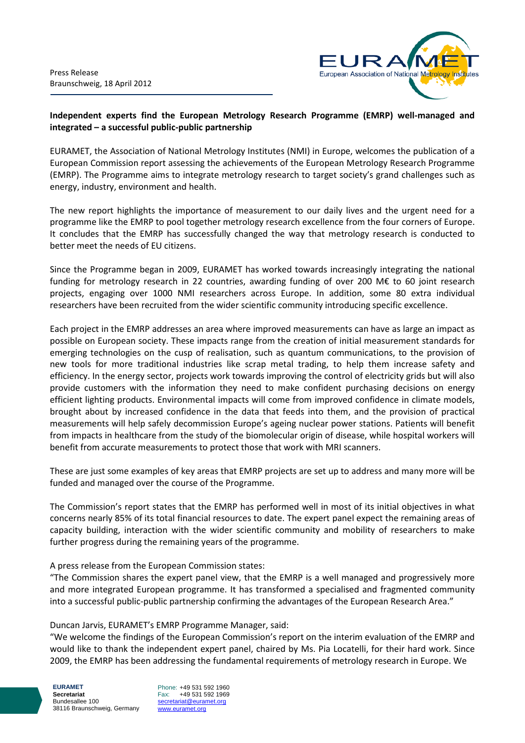Press Release
Braunschweig, 18 April 2012

**Independent experts find the European Metrology Research Programme (EMRP) well-managed and integrated – a successful public-public partnership**

EURAMET, the Association of National Metrology Institutes (NMI) in Europe, welcomes the publication of a European Commission report assessing the achievements of the European Metrology Research Programme (EMRP). The Programme aims to integrate metrology research to target society's grand challenges such as energy, industry, environment and health.

The new report highlights the importance of measurement to our daily lives and the urgent need for a programme like the EMRP to pool together metrology research excellence from the four corners of Europe. It concludes that the EMRP has successfully changed the way that metrology research is conducted to better meet the needs of EU citizens.

Since the Programme began in 2009, EURAMET has worked towards increasingly integrating the national funding for metrology research in 22 countries, awarding funding of over 200 M€ to 60 joint research projects, engaging over 1000 NMI researchers across Europe. In addition, some 80 extra individual researchers have been recruited from the wider scientific community introducing specific excellence.

Each project in the EMRP addresses an area where improved measurements can have as large an impact as possible on European society. These impacts range from the creation of initial measurement standards for emerging technologies on the cusp of realisation, such as quantum communications, to the provision of new tools for more traditional industries like scrap metal trading, to help them increase safety and efficiency. In the energy sector, projects work towards improving the control of electricity grids but will also provide customers with the information they need to make confident purchasing decisions on energy efficient lighting products. Environmental impacts will come from improved confidence in climate models, brought about by increased confidence in the data that feeds into them, and the provision of practical measurements will help safely decommission Europe's ageing nuclear power stations. Patients will benefit from impacts in healthcare from the study of the biomolecular origin of disease, while hospital workers will benefit from accurate measurements to protect those that work with MRI scanners.

These are just some examples of key areas that EMRP projects are set up to address and many more will be funded and managed over the course of the Programme.

The Commission's report states that the EMRP has performed well in most of its initial objectives in what concerns nearly 85% of its total financial resources to date. The expert panel expect the remaining areas of capacity building, interaction with the wider scientific community and mobility of researchers to make further progress during the remaining years of the programme.

A press release from the European Commission states:
"The Commission shares the expert panel view, that the EMRP is a well managed and progressively more and more integrated European programme. It has transformed a specialised and fragmented community into a successful public-public partnership confirming the advantages of the European Research Area."

Duncan Jarvis, EURAMET's EMRP Programme Manager, said:
"We welcome the findings of the European Commission's report on the interim evaluation of the EMRP and would like to thank the independent expert panel, chaired by Ms. Pia Locatelli, for their hard work. Since 2009, the EMRP has been addressing the fundamental requirements of metrology research in Europe. We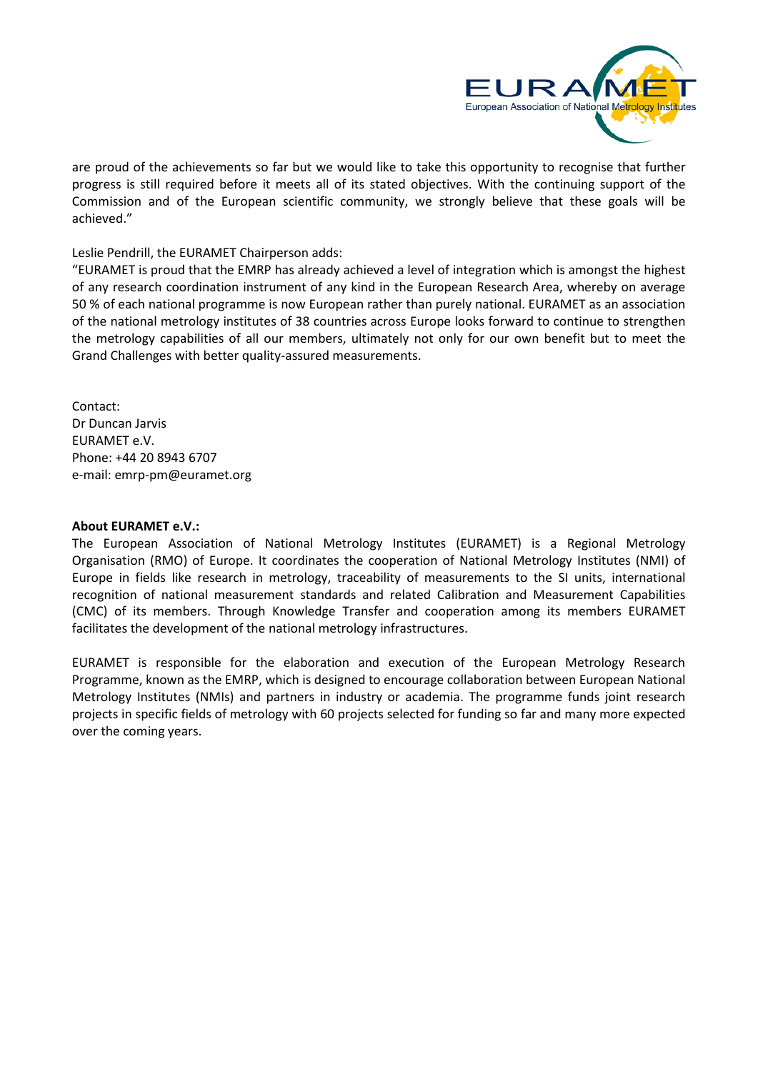are proud of the achievements so far but we would like to take this opportunity to recognise that further progress is still required before it meets all of its stated objectives. With the continuing support of the Commission and of the European scientific community, we strongly believe that these goals will be achieved."

Leslie Pendrill, the EURAMET Chairperson adds:
"EURAMET is proud that the EMRP has already achieved a level of integration which is amongst the highest of any research coordination instrument of any kind in the European Research Area, whereby on average 50 % of each national programme is now European rather than purely national. EURAMET as an association of the national metrology institutes of 38 countries across Europe looks forward to continue to strengthen the metrology capabilities of all our members, ultimately not only for our own benefit but to meet the Grand Challenges with better quality-assured measurements.

Contact:
Dr Duncan Jarvis
EURAMET e.V.
Phone: +44 20 8943 6707
e-mail: emrp-pm@euramet.org

**About EURAMET e.V.:**

The European Association of National Metrology Institutes (EURAMET) is a Regional Metrology Organisation (RMO) of Europe. It coordinates the cooperation of National Metrology Institutes (NMI) of Europe in fields like research in metrology, traceability of measurements to the SI units, international recognition of national measurement standards and related Calibration and Measurement Capabilities (CMC) of its members. Through Knowledge Transfer and cooperation among its members EURAMET facilitates the development of the national metrology infrastructures.

EURAMET is responsible for the elaboration and execution of the European Metrology Research Programme, known as the EMRP, which is designed to encourage collaboration between European National Metrology Institutes (NMIs) and partners in industry or academia. The programme funds joint research projects in specific fields of metrology with 60 projects selected for funding so far and many more expected over the coming years.